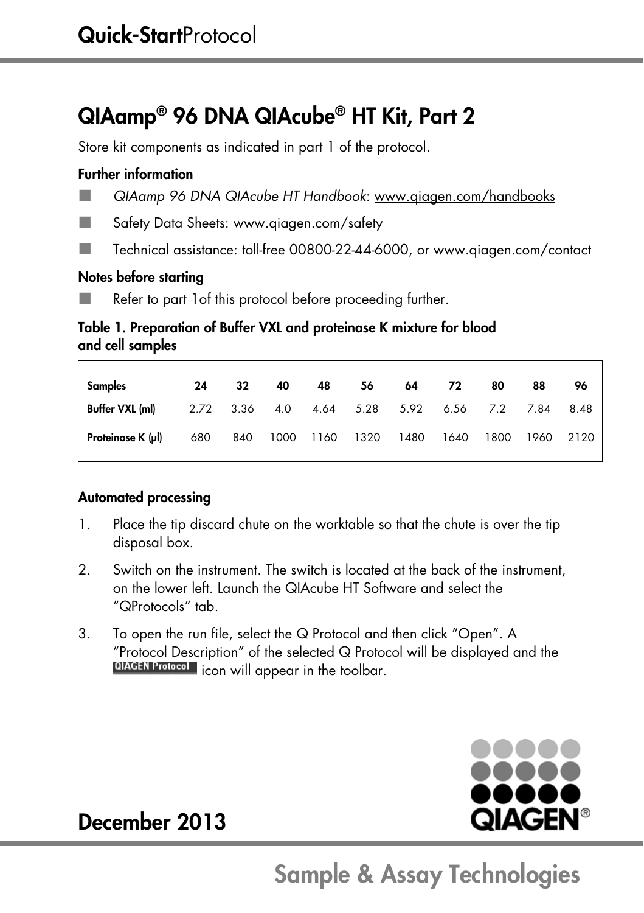**Quick-Start**Protocol

# QIAamp® 96 DNA QIAcube® HT Kit, Part 2

Store kit components as indicated in part 1 of the protocol.

### Further information

- *QIAamp 96 DNA QIAcube HT Handbook*: www.qiagen.com/handbooks
- Safety Data Sheets: www.qiagen.com/safety
- Technical assistance: toll-free 00800-22-44-6000, or www.qiagen.com/contact

### Notes before starting

- Refer to part 1of this protocol before proceeding further.

**Table 1. Preparation of Buffer VXL and proteinase K mixture for blood and cell samples**

| Samples | 24 | 32 | 40 | 48 | 56 | 64 | 72 | 80 | 88 | 96 |
|---|---|---|---|---|---|---|---|---|---|---|
| **Buffer VXL (ml)** | 2.72 | 3.36 | 4.0 | 4.64 | 5.28 | 5.92 | 6.56 | 7.2 | 7.84 | 8.48 |
| **Proteinase K (µl)** | 680 | 840 | 1000 | 1160 | 1320 | 1480 | 1640 | 1800 | 1960 | 2120 |

### Automated processing

1. Place the tip discard chute on the worktable so that the chute is over the tip disposal box.
2. Switch on the instrument. The switch is located at the back of the instrument, on the lower left. Launch the QIAcube HT Software and select the "QProtocols" tab.
3. To open the run file, select the Q Protocol and then click "Open". A "Protocol Description" of the selected Q Protocol will be displayed and the QIAGEN Protocol icon will appear in the toolbar.

December 2013

Sample & Assay Technologies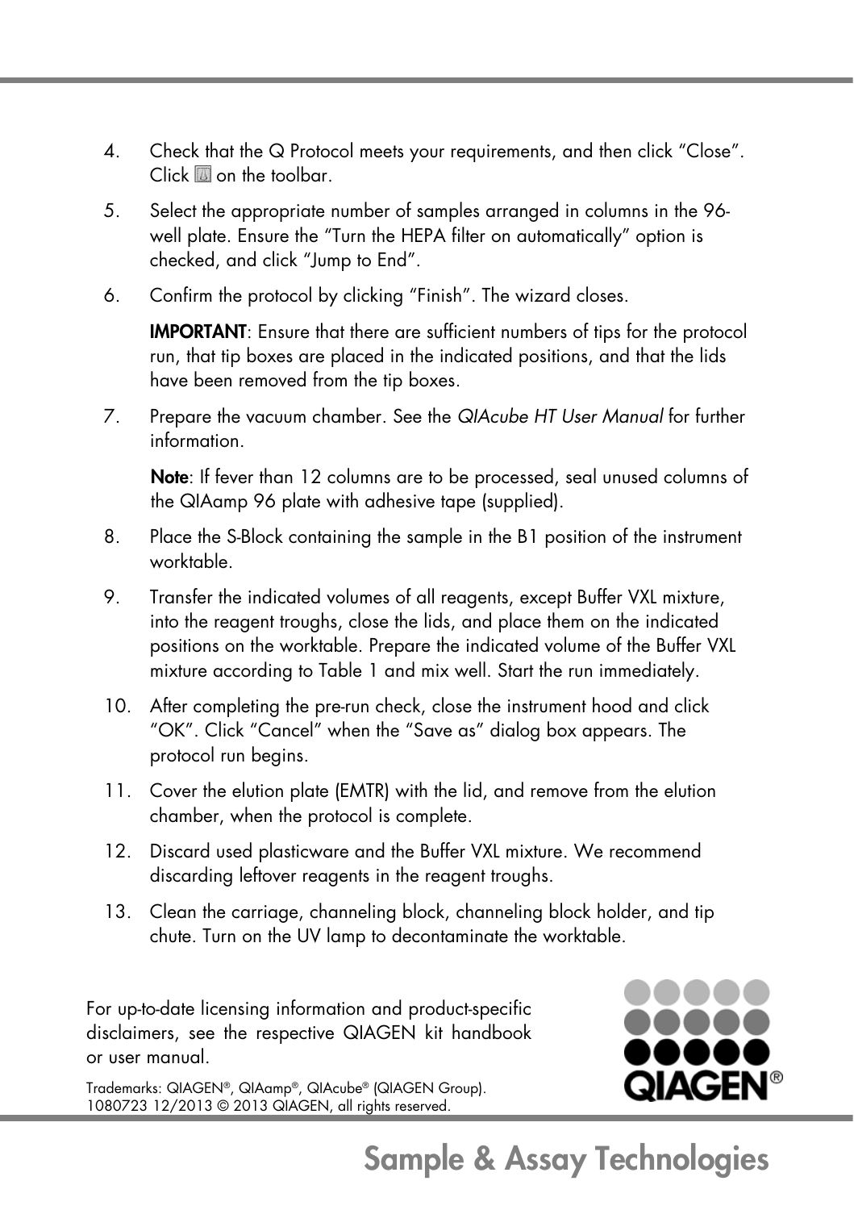4. Check that the Q Protocol meets your requirements, and then click “Close”. Click on the toolbar.
5. Select the appropriate number of samples arranged in columns in the 96-well plate. Ensure the “Turn the HEPA filter on automatically” option is checked, and click “Jump to End”.
6. Confirm the protocol by clicking “Finish”. The wizard closes.

   **IMPORTANT**: Ensure that there are sufficient numbers of tips for the protocol run, that tip boxes are placed in the indicated positions, and that the lids have been removed from the tip boxes.

7. Prepare the vacuum chamber. See the *QIAcube HT User Manual* for further information.

   **Note**: If fever than 12 columns are to be processed, seal unused columns of the QIAamp 96 plate with adhesive tape (supplied).

8. Place the S-Block containing the sample in the B1 position of the instrument worktable.
9. Transfer the indicated volumes of all reagents, except Buffer VXL mixture, into the reagent troughs, close the lids, and place them on the indicated positions on the worktable. Prepare the indicated volume of the Buffer VXL mixture according to Table 1 and mix well. Start the run immediately.
10. After completing the pre-run check, close the instrument hood and click “OK”. Click “Cancel” when the “Save as” dialog box appears. The protocol run begins.
11. Cover the elution plate (EMTR) with the lid, and remove from the elution chamber, when the protocol is complete.
12. Discard used plasticware and the Buffer VXL mixture. We recommend discarding leftover reagents in the reagent troughs.
13. Clean the carriage, channeling block, channeling block holder, and tip chute. Turn on the UV lamp to decontaminate the worktable.

For up-to-date licensing information and product-specific disclaimers, see the respective QIAGEN kit handbook or user manual.

Trademarks: QIAGEN®, QIAamp®, QIAcube® (QIAGEN Group).
1080723 12/2013 © 2013 QIAGEN, all rights reserved.

QIAGEN®

Sample & Assay Technologies